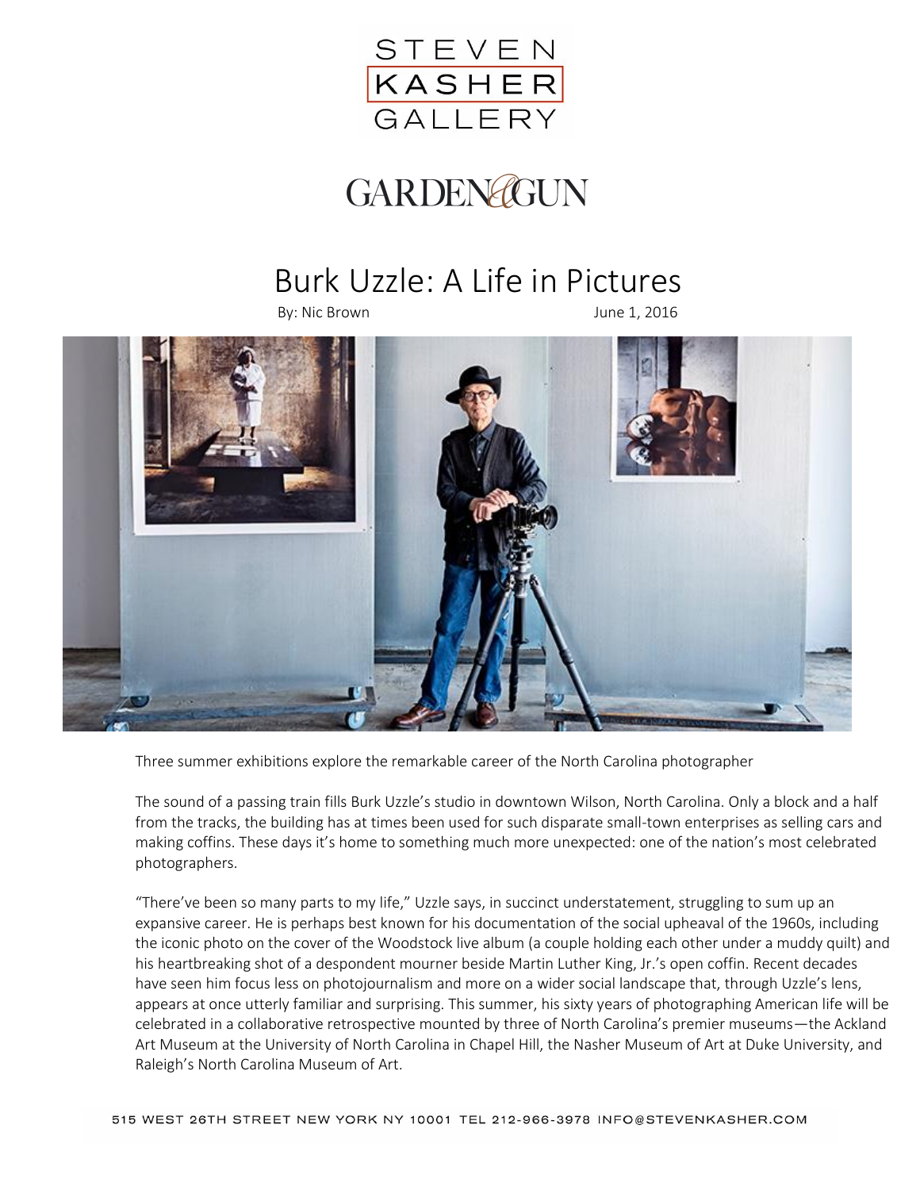STEVEN KASHER GALLERY

GARDEN&GUN

# Burk Uzzle: A Life in Pictures

By: Nic Brown June 1, 2016

Three summer exhibitions explore the remarkable career of the North Carolina photographer

The sound of a passing train fills Burk Uzzle's studio in downtown Wilson, North Carolina. Only a block and a half from the tracks, the building has at times been used for such disparate small-town enterprises as selling cars and making coffins. These days it's home to something much more unexpected: one of the nation's most celebrated photographers.

"There've been so many parts to my life," Uzzle says, in succinct understatement, struggling to sum up an expansive career. He is perhaps best known for his documentation of the social upheaval of the 1960s, including the iconic photo on the cover of the Woodstock live album (a couple holding each other under a muddy quilt) and his heartbreaking shot of a despondent mourner beside Martin Luther King, Jr.'s open coffin. Recent decades have seen him focus less on photojournalism and more on a wider social landscape that, through Uzzle's lens, appears at once utterly familiar and surprising. This summer, his sixty years of photographing American life will be celebrated in a collaborative retrospective mounted by three of North Carolina's premier museums—the Ackland Art Museum at the University of North Carolina in Chapel Hill, the Nasher Museum of Art at Duke University, and Raleigh's North Carolina Museum of Art.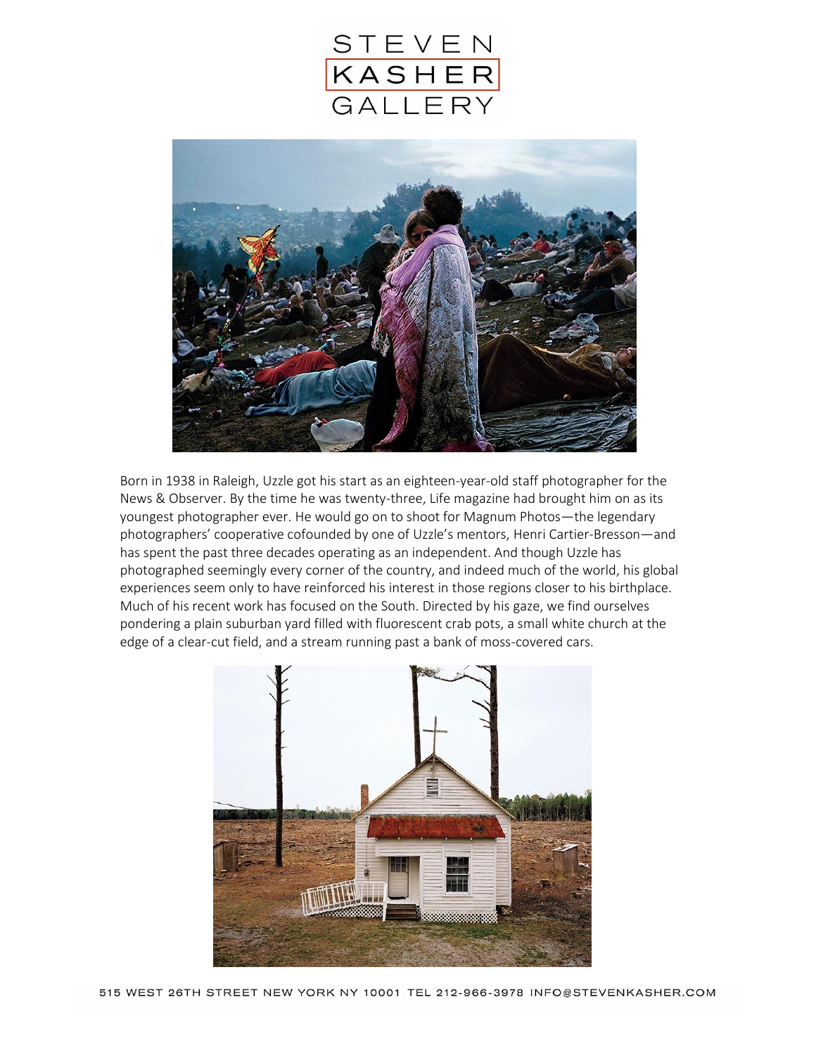Born in 1938 in Raleigh, Uzzle got his start as an eighteen-year-old staff photographer for the News & Observer. By the time he was twenty-three, Life magazine had brought him on as its youngest photographer ever. He would go on to shoot for Magnum Photos—the legendary photographers' cooperative cofounded by one of Uzzle's mentors, Henri Cartier-Bresson—and has spent the past three decades operating as an independent. And though Uzzle has photographed seemingly every corner of the country, and indeed much of the world, his global experiences seem only to have reinforced his interest in those regions closer to his birthplace. Much of his recent work has focused on the South. Directed by his gaze, we find ourselves pondering a plain suburban yard filled with fluorescent crab pots, a small white church at the edge of a clear-cut field, and a stream running past a bank of moss-covered cars.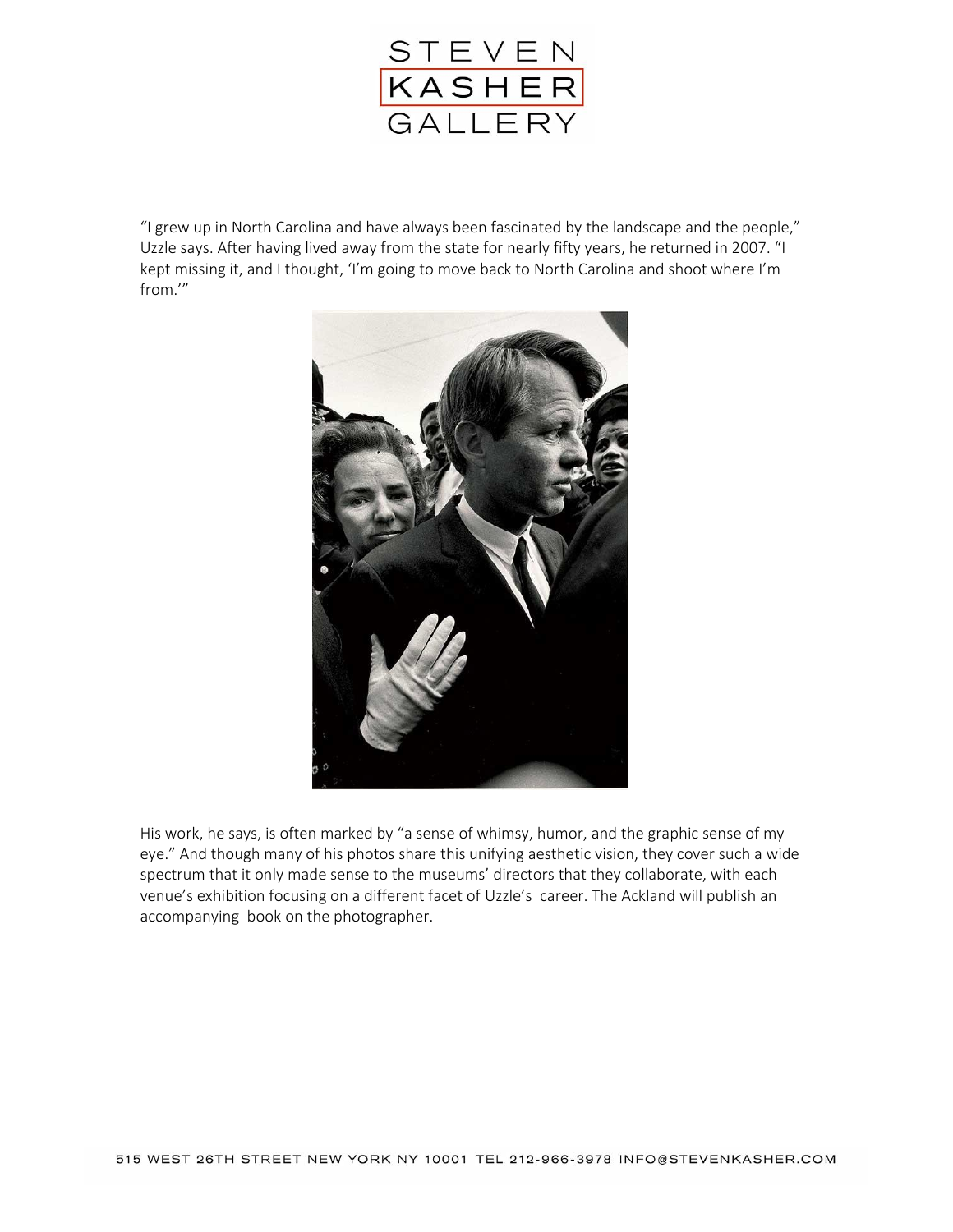"I grew up in North Carolina and have always been fascinated by the landscape and the people," Uzzle says. After having lived away from the state for nearly fifty years, he returned in 2007. "I kept missing it, and I thought, 'I'm going to move back to North Carolina and shoot where I'm from.'"

His work, he says, is often marked by "a sense of whimsy, humor, and the graphic sense of my eye." And though many of his photos share this unifying aesthetic vision, they cover such a wide spectrum that it only made sense to the museums' directors that they collaborate, with each venue's exhibition focusing on a different facet of Uzzle's career. The Ackland will publish an accompanying book on the photographer.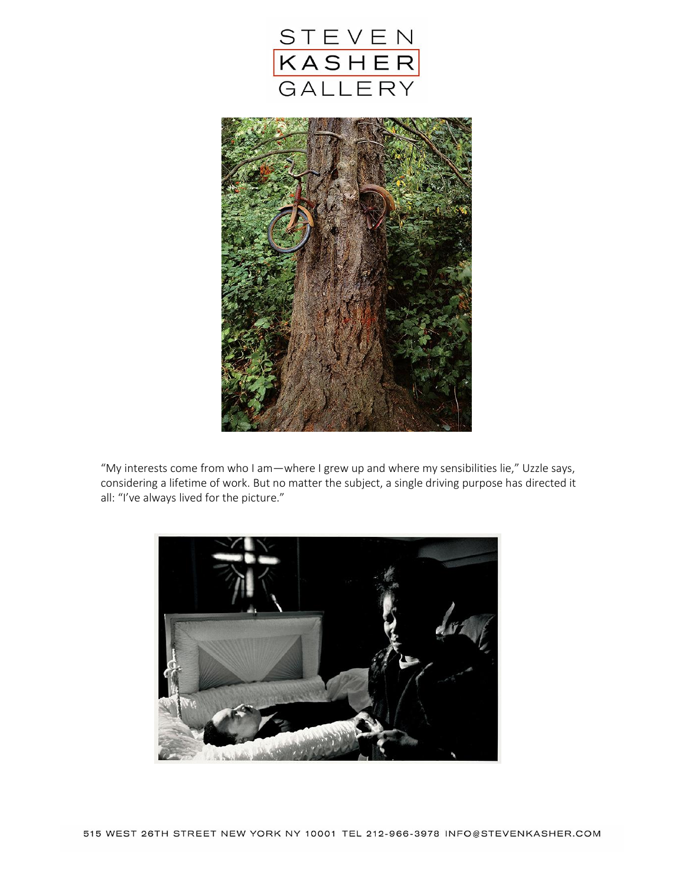“My interests come from who I am—where I grew up and where my sensibilities lie,” Uzzle says, considering a lifetime of work. But no matter the subject, a single driving purpose has directed it all: “I’ve always lived for the picture.”